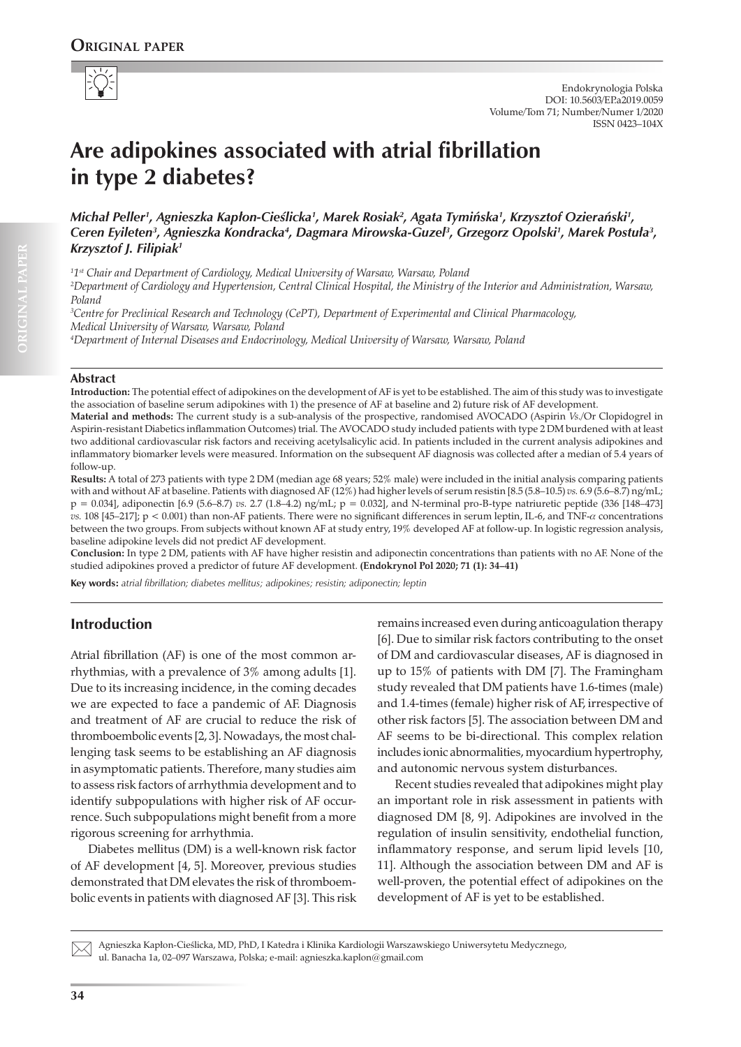# Are adipokines associated with atrial fibrillation in type 2 diabetes?

***Michał Peller[1], Agnieszka Kapłon-Cieślicka[1], Marek Rosiak[2], Agata Tymińska[1], Krzysztof Ozierański[1], Ceren Eyileten[3], Agnieszka Kondracka[4], Dagmara Mirowska-Guzel[3], Grzegorz Opolski[1], Marek Postuła[3], Krzysztof J. Filipiak[1]***

*[1]1st Chair and Department of Cardiology, Medical University of Warsaw, Warsaw, Poland*

*[2]Department of Cardiology and Hypertension, Central Clinical Hospital, the Ministry of the Interior and Administration, Warsaw, Poland*

*[3]Centre for Preclinical Research and Technology (CePT), Department of Experimental and Clinical Pharmacology, Medical University of Warsaw, Warsaw, Poland*

*[4]Department of Internal Diseases and Endocrinology, Medical University of Warsaw, Warsaw, Poland*

#### Abstract

**Introduction:** The potential effect of adipokines on the development of AF is yet to be established. The aim of this study was to investigate the association of baseline serum adipokines with 1) the presence of AF at baseline and 2) future risk of AF development.

**Material and methods:** The current study is a sub-analysis of the prospective, randomised AVOCADO (Aspirin *Vs.*/Or Clopidogrel in Aspirin-resistant Diabetics inflammation Outcomes) trial. The AVOCADO study included patients with type 2 DM burdened with at least two additional cardiovascular risk factors and receiving acetylsalicylic acid. In patients included in the current analysis adipokines and inflammatory biomarker levels were measured. Information on the subsequent AF diagnosis was collected after a median of 5.4 years of follow-up.

**Results:** A total of 273 patients with type 2 DM (median age 68 years; 52% male) were included in the initial analysis comparing patients with and without AF at baseline. Patients with diagnosed AF (12%) had higher levels of serum resistin [8.5 (5.8–10.5) *vs.* 6.9 (5.6–8.7) ng/mL; p = 0.034], adiponectin [6.9 (5.6–8.7) *vs.* 2.7 (1.8–4.2) ng/mL; p = 0.032], and N-terminal pro-B-type natriuretic peptide (336 [148–473] *vs.* 108 [45–217]; p < 0.001) than non-AF patients. There were no significant differences in serum leptin, IL-6, and TNF-$\alpha$ concentrations between the two groups. From subjects without known AF at study entry, 19% developed AF at follow-up. In logistic regression analysis, baseline adipokine levels did not predict AF development.

**Conclusion:** In type 2 DM, patients with AF have higher resistin and adiponectin concentrations than patients with no AF. None of the studied adipokines proved a predictor of future AF development. **(Endokrynol Pol 2020; 71 (1): 34–41)**

**Key words:** *atrial fibrillation; diabetes mellitus; adipokines; resistin; adiponectin; leptin*

## Introduction

Atrial fibrillation (AF) is one of the most common arrhythmias, with a prevalence of 3% among adults [1]. Due to its increasing incidence, in the coming decades we are expected to face a pandemic of AF. Diagnosis and treatment of AF are crucial to reduce the risk of thromboembolic events [2, 3]. Nowadays, the most challenging task seems to be establishing an AF diagnosis in asymptomatic patients. Therefore, many studies aim to assess risk factors of arrhythmia development and to identify subpopulations with higher risk of AF occurrence. Such subpopulations might benefit from a more rigorous screening for arrhythmia.

Diabetes mellitus (DM) is a well-known risk factor of AF development [4, 5]. Moreover, previous studies demonstrated that DM elevates the risk of thromboembolic events in patients with diagnosed AF [3]. This risk remains increased even during anticoagulation therapy [6]. Due to similar risk factors contributing to the onset of DM and cardiovascular diseases, AF is diagnosed in up to 15% of patients with DM [7]. The Framingham study revealed that DM patients have 1.6-times (male) and 1.4-times (female) higher risk of AF, irrespective of other risk factors [5]. The association between DM and AF seems to be bi-directional. This complex relation includes ionic abnormalities, myocardium hypertrophy, and autonomic nervous system disturbances.

Recent studies revealed that adipokines might play an important role in risk assessment in patients with diagnosed DM [8, 9]. Adipokines are involved in the regulation of insulin sensitivity, endothelial function, inflammatory response, and serum lipid levels [10, 11]. Although the association between DM and AF is well-proven, the potential effect of adipokines on the development of AF is yet to be established.

Agnieszka Kapłon-Cieślicka, MD, PhD, I Katedra i Klinika Kardiologii Warszawskiego Uniwersytetu Medycznego, ul. Banacha 1a, 02–097 Warszawa, Polska; e-mail: agnieszka.kaplon@gmail.com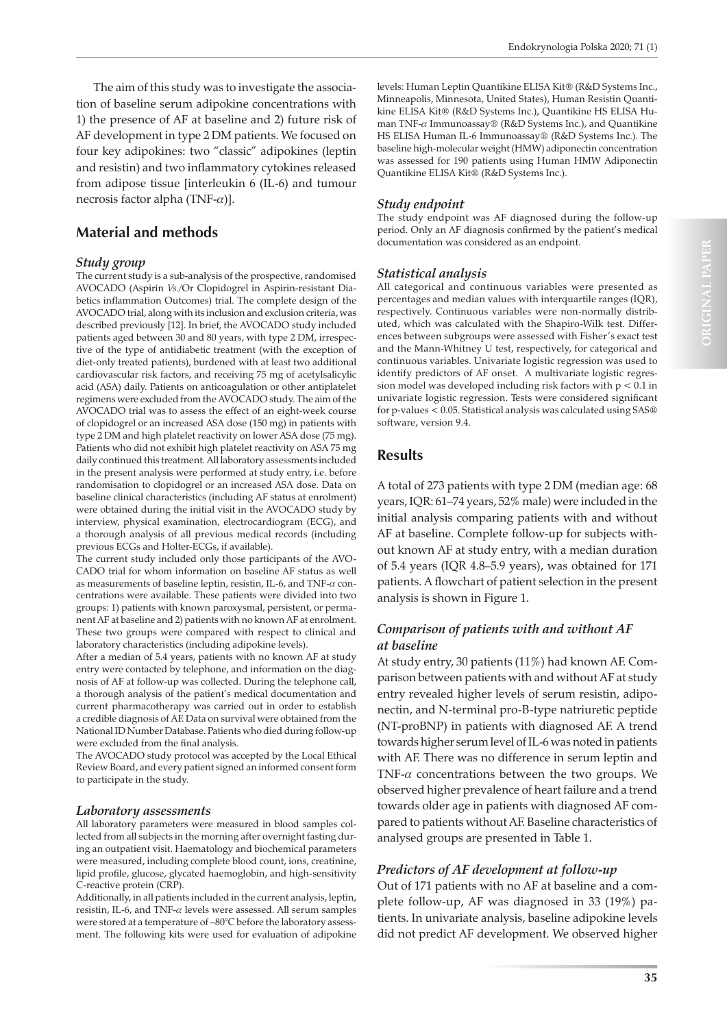The aim of this study was to investigate the association of baseline serum adipokine concentrations with 1) the presence of AF at baseline and 2) future risk of AF development in type 2 DM patients. We focused on four key adipokines: two "classic" adipokines (leptin and resistin) and two inflammatory cytokines released from adipose tissue [interleukin 6 (IL-6) and tumour necrosis factor alpha (TNF-$\alpha$)].

## Material and methods

### Study group

The current study is a sub-analysis of the prospective, randomised AVOCADO (Aspirin *Vs.*/Or Clopidogrel in Aspirin-resistant Diabetics inflammation Outcomes) trial. The complete design of the AVOCADO trial, along with its inclusion and exclusion criteria, was described previously [12]. In brief, the AVOCADO study included patients aged between 30 and 80 years, with type 2 DM, irrespective of the type of antidiabetic treatment (with the exception of diet-only treated patients), burdened with at least two additional cardiovascular risk factors, and receiving 75 mg of acetylsalicylic acid (ASA) daily. Patients on anticoagulation or other antiplatelet regimens were excluded from the AVOCADO study. The aim of the AVOCADO trial was to assess the effect of an eight-week course of clopidogrel or an increased ASA dose (150 mg) in patients with type 2 DM and high platelet reactivity on lower ASA dose (75 mg). Patients who did not exhibit high platelet reactivity on ASA 75 mg daily continued this treatment. All laboratory assessments included in the present analysis were performed at study entry, i.e. before randomisation to clopidogrel or an increased ASA dose. Data on baseline clinical characteristics (including AF status at enrolment) were obtained during the initial visit in the AVOCADO study by interview, physical examination, electrocardiogram (ECG), and a thorough analysis of all previous medical records (including previous ECGs and Holter-ECGs, if available).

The current study included only those participants of the AVOCADO trial for whom information on baseline AF status as well as measurements of baseline leptin, resistin, IL-6, and TNF-$\alpha$ concentrations were available. These patients were divided into two groups: 1) patients with known paroxysmal, persistent, or permanent AF at baseline and 2) patients with no known AF at enrolment. These two groups were compared with respect to clinical and laboratory characteristics (including adipokine levels).

After a median of 5.4 years, patients with no known AF at study entry were contacted by telephone, and information on the diagnosis of AF at follow-up was collected. During the telephone call, a thorough analysis of the patient's medical documentation and current pharmacotherapy was carried out in order to establish a credible diagnosis of AF. Data on survival were obtained from the National ID Number Database. Patients who died during follow-up were excluded from the final analysis.

The AVOCADO study protocol was accepted by the Local Ethical Review Board, and every patient signed an informed consent form to participate in the study.

### Laboratory assessments

All laboratory parameters were measured in blood samples collected from all subjects in the morning after overnight fasting during an outpatient visit. Haematology and biochemical parameters were measured, including complete blood count, ions, creatinine, lipid profile, glucose, glycated haemoglobin, and high-sensitivity C-reactive protein (CRP).

Additionally, in all patients included in the current analysis, leptin, resistin, IL-6, and TNF-$\alpha$ levels were assessed. All serum samples were stored at a temperature of –80°C before the laboratory assessment. The following kits were used for evaluation of adipokine levels: Human Leptin Quantikine ELISA Kit® (R&D Systems Inc., Minneapolis, Minnesota, United States), Human Resistin Quantikine ELISA Kit® (R&D Systems Inc.), Quantikine HS ELISA Human TNF-$\alpha$ Immunoassay® (R&D Systems Inc.), and Quantikine HS ELISA Human IL-6 Immunoassay® (R&D Systems Inc.). The baseline high-molecular weight (HMW) adiponectin concentration was assessed for 190 patients using Human HMW Adiponectin Quantikine ELISA Kit® (R&D Systems Inc.).

### Study endpoint

The study endpoint was AF diagnosed during the follow-up period. Only an AF diagnosis confirmed by the patient's medical documentation was considered as an endpoint.

### Statistical analysis

All categorical and continuous variables were presented as percentages and median values with interquartile ranges (IQR), respectively. Continuous variables were non-normally distributed, which was calculated with the Shapiro-Wilk test. Differences between subgroups were assessed with Fisher's exact test and the Mann-Whitney U test, respectively, for categorical and continuous variables. Univariate logistic regression was used to identify predictors of AF onset. A multivariate logistic regression model was developed including risk factors with $p < 0.1$ in univariate logistic regression. Tests were considered significant for p-values < 0.05. Statistical analysis was calculated using SAS® software, version 9.4.

## Results

A total of 273 patients with type 2 DM (median age: 68 years, IQR: 61–74 years, 52% male) were included in the initial analysis comparing patients with and without AF at baseline. Complete follow-up for subjects without known AF at study entry, with a median duration of 5.4 years (IQR 4.8–5.9 years), was obtained for 171 patients. A flowchart of patient selection in the present analysis is shown in Figure 1.

### Comparison of patients with and without AF at baseline

At study entry, 30 patients (11%) had known AF. Comparison between patients with and without AF at study entry revealed higher levels of serum resistin, adiponectin, and N-terminal pro-B-type natriuretic peptide (NT-proBNP) in patients with diagnosed AF. A trend towards higher serum level of IL-6 was noted in patients with AF. There was no difference in serum leptin and TNF-$\alpha$ concentrations between the two groups. We observed higher prevalence of heart failure and a trend towards older age in patients with diagnosed AF compared to patients without AF. Baseline characteristics of analysed groups are presented in Table 1.

### Predictors of AF development at follow-up

Out of 171 patients with no AF at baseline and a complete follow-up, AF was diagnosed in 33 (19%) patients. In univariate analysis, baseline adipokine levels did not predict AF development. We observed higher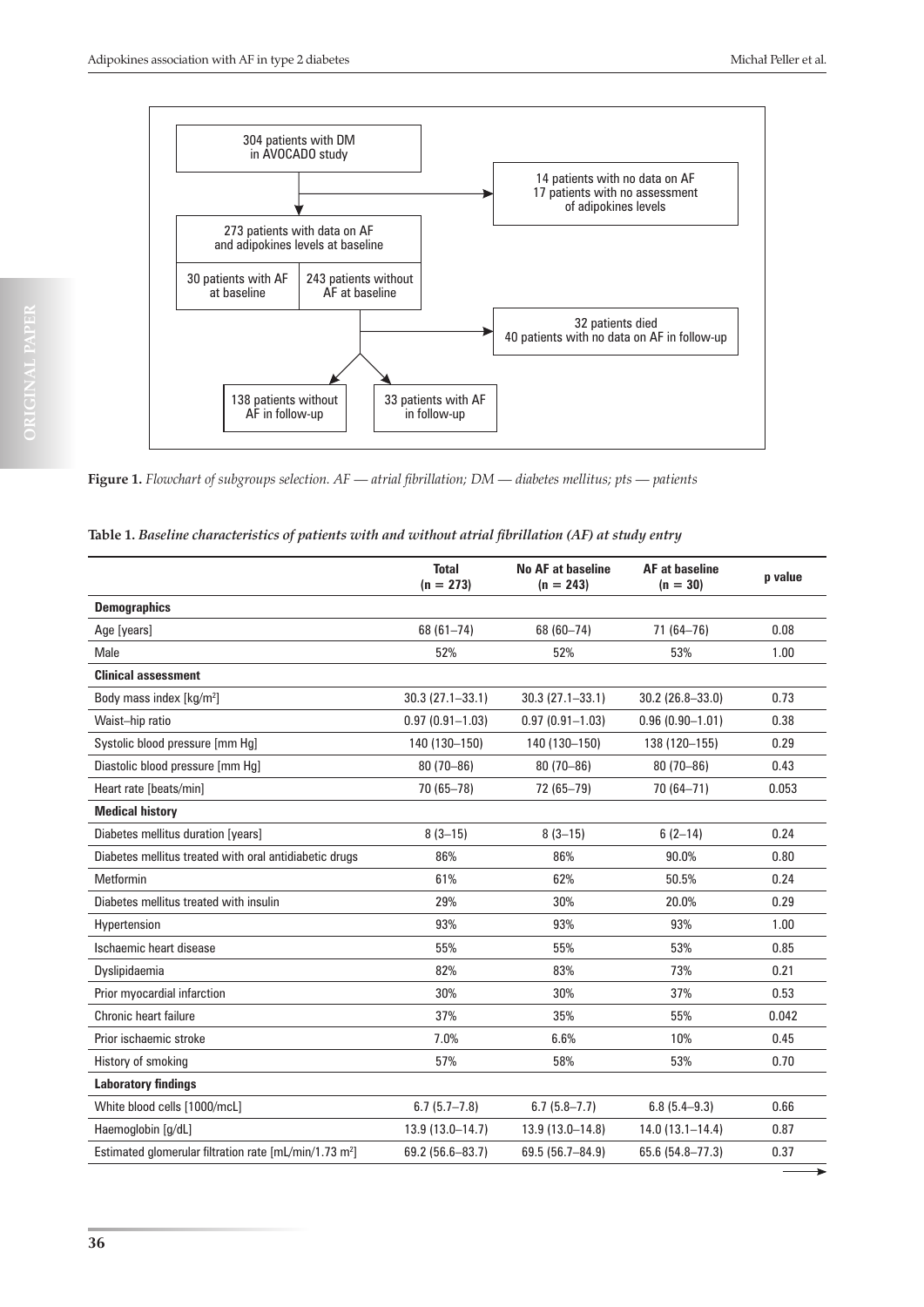304 patients with DM in AVOCADO study

14 patients with no data on AF
17 patients with no assessment of adipokines levels

273 patients with data on AF and adipokines levels at baseline

30 patients with AF at baseline

243 patients without AF at baseline

32 patients died
40 patients with no data on AF in follow-up

138 patients without AF in follow-up

33 patients with AF in follow-up

**Figure 1.** *Flowchart of subgroups selection. AF — atrial fibrillation; DM — diabetes mellitus; pts — patients*

**Table 1.** ***Baseline characteristics of patients with and without atrial fibrillation (AF) at study entry***

| | Total (n = 273) | No AF at baseline (n = 243) | AF at baseline (n = 30) | p value |
|---|---|---|---|---|
| **Demographics** | | | | |
| Age [years] | 68 (61–74) | 68 (60–74) | 71 (64–76) | 0.08 |
| Male | 52% | 52% | 53% | 1.00 |
| **Clinical assessment** | | | | |
| Body mass index [kg/m²] | 30.3 (27.1–33.1) | 30.3 (27.1–33.1) | 30.2 (26.8–33.0) | 0.73 |
| Waist–hip ratio | 0.97 (0.91–1.03) | 0.97 (0.91–1.03) | 0.96 (0.90–1.01) | 0.38 |
| Systolic blood pressure [mm Hg] | 140 (130–150) | 140 (130–150) | 138 (120–155) | 0.29 |
| Diastolic blood pressure [mm Hg] | 80 (70–86) | 80 (70–86) | 80 (70–86) | 0.43 |
| Heart rate [beats/min] | 70 (65–78) | 72 (65–79) | 70 (64–71) | 0.053 |
| **Medical history** | | | | |
| Diabetes mellitus duration [years] | 8 (3–15) | 8 (3–15) | 6 (2–14) | 0.24 |
| Diabetes mellitus treated with oral antidiabetic drugs | 86% | 86% | 90.0% | 0.80 |
| Metformin | 61% | 62% | 50.5% | 0.24 |
| Diabetes mellitus treated with insulin | 29% | 30% | 20.0% | 0.29 |
| Hypertension | 93% | 93% | 93% | 1.00 |
| Ischaemic heart disease | 55% | 55% | 53% | 0.85 |
| Dyslipidaemia | 82% | 83% | 73% | 0.21 |
| Prior myocardial infarction | 30% | 30% | 37% | 0.53 |
| Chronic heart failure | 37% | 35% | 55% | 0.042 |
| Prior ischaemic stroke | 7.0% | 6.6% | 10% | 0.45 |
| History of smoking | 57% | 58% | 53% | 0.70 |
| **Laboratory findings** | | | | |
| White blood cells [1000/mcL] | 6.7 (5.7–7.8) | 6.7 (5.8–7.7) | 6.8 (5.4–9.3) | 0.66 |
| Haemoglobin [g/dL] | 13.9 (13.0–14.7) | 13.9 (13.0–14.8) | 14.0 (13.1–14.4) | 0.87 |
| Estimated glomerular filtration rate [mL/min/1.73 m²] | 69.2 (56.6–83.7) | 69.5 (56.7–84.9) | 65.6 (54.8–77.3) | 0.37 |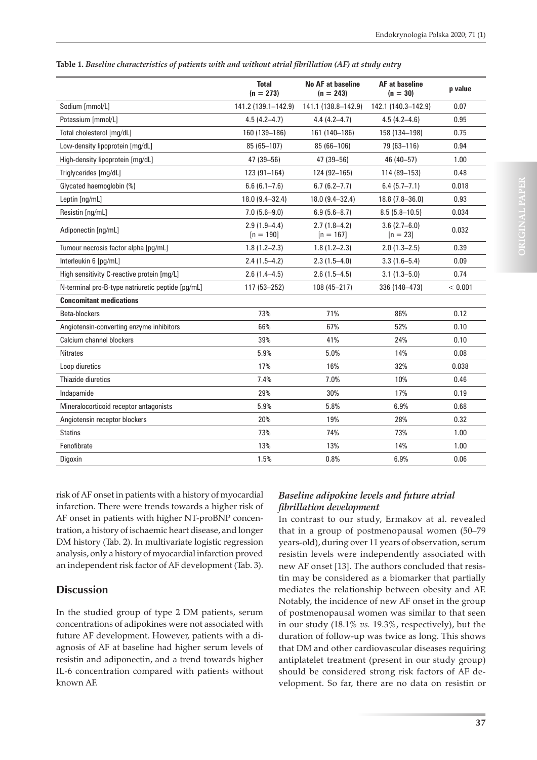**Table 1.** *Baseline characteristics of patients with and without atrial fibrillation (AF) at study entry*

| | Total (n = 273) | No AF at baseline (n = 243) | AF at baseline (n = 30) | p value |
|---|---|---|---|---|
| Sodium [mmol/L] | 141.2 (139.1–142.9) | 141.1 (138.8–142.9) | 142.1 (140.3–142.9) | 0.07 |
| Potassium [mmol/L] | 4.5 (4.2–4.7) | 4.4 (4.2–4.7) | 4.5 (4.2–4.6) | 0.95 |
| Total cholesterol [mg/dL] | 160 (139–186) | 161 (140–186) | 158 (134–198) | 0.75 |
| Low-density lipoprotein [mg/dL] | 85 (65–107) | 85 (66–106) | 79 (63–116) | 0.94 |
| High-density lipoprotein [mg/dL] | 47 (39–56) | 47 (39–56) | 46 (40–57) | 1.00 |
| Triglycerides [mg/dL] | 123 (91–164) | 124 (92–165) | 114 (89–153) | 0.48 |
| Glycated haemoglobin (%) | 6.6 (6.1–7.6) | 6.7 (6.2–7.7) | 6.4 (5.7–7.1) | 0.018 |
| Leptin [ng/mL] | 18.0 (9.4–32.4) | 18.0 (9.4–32.4) | 18.8 (7.8–36.0) | 0.93 |
| Resistin [ng/mL] | 7.0 (5.6–9.0) | 6.9 (5.6–8.7) | 8.5 (5.8–10.5) | 0.034 |
| Adiponectin [ng/mL] | 2.9 (1.9–4.4) [n = 190] | 2.7 (1.8–4.2) [n = 167] | 3.6 (2.7–6.0) [n = 23] | 0.032 |
| Tumour necrosis factor alpha [pg/mL] | 1.8 (1.2–2.3) | 1.8 (1.2–2.3) | 2.0 (1.3–2.5) | 0.39 |
| Interleukin 6 [pg/mL] | 2.4 (1.5–4.2) | 2.3 (1.5–4.0) | 3.3 (1.6–5.4) | 0.09 |
| High sensitivity C-reactive protein [mg/L] | 2.6 (1.4–4.5) | 2.6 (1.5–4.5) | 3.1 (1.3–5.0) | 0.74 |
| N-terminal pro-B-type natriuretic peptide [pg/mL] | 117 (53–252) | 108 (45–217) | 336 (148–473) | < 0.001 |
| **Concomitant medications** | | | | |
| Beta-blockers | 73% | 71% | 86% | 0.12 |
| Angiotensin-converting enzyme inhibitors | 66% | 67% | 52% | 0.10 |
| Calcium channel blockers | 39% | 41% | 24% | 0.10 |
| Nitrates | 5.9% | 5.0% | 14% | 0.08 |
| Loop diuretics | 17% | 16% | 32% | 0.038 |
| Thiazide diuretics | 7.4% | 7.0% | 10% | 0.46 |
| Indapamide | 29% | 30% | 17% | 0.19 |
| Mineralocorticoid receptor antagonists | 5.9% | 5.8% | 6.9% | 0.68 |
| Angiotensin receptor blockers | 20% | 19% | 28% | 0.32 |
| Statins | 73% | 74% | 73% | 1.00 |
| Fenofibrate | 13% | 13% | 14% | 1.00 |
| Digoxin | 1.5% | 0.8% | 6.9% | 0.06 |

risk of AF onset in patients with a history of myocardial infarction. There were trends towards a higher risk of AF onset in patients with higher NT-proBNP concentration, a history of ischaemic heart disease, and longer DM history (Tab. 2). In multivariate logistic regression analysis, only a history of myocardial infarction proved an independent risk factor of AF development (Tab. 3).

## Discussion

In the studied group of type 2 DM patients, serum concentrations of adipokines were not associated with future AF development. However, patients with a diagnosis of AF at baseline had higher serum levels of resistin and adiponectin, and a trend towards higher IL-6 concentration compared with patients without known AF.

### *Baseline adipokine levels and future atrial fibrillation development*

In contrast to our study, Ermakov at al. revealed that in a group of postmenopausal women (50–79 years-old), during over 11 years of observation, serum resistin levels were independently associated with new AF onset [13]. The authors concluded that resistin may be considered as a biomarker that partially mediates the relationship between obesity and AF. Notably, the incidence of new AF onset in the group of postmenopausal women was similar to that seen in our study (18.1% *vs.* 19.3%, respectively), but the duration of follow-up was twice as long. This shows that DM and other cardiovascular diseases requiring antiplatelet treatment (present in our study group) should be considered strong risk factors of AF development. So far, there are no data on resistin or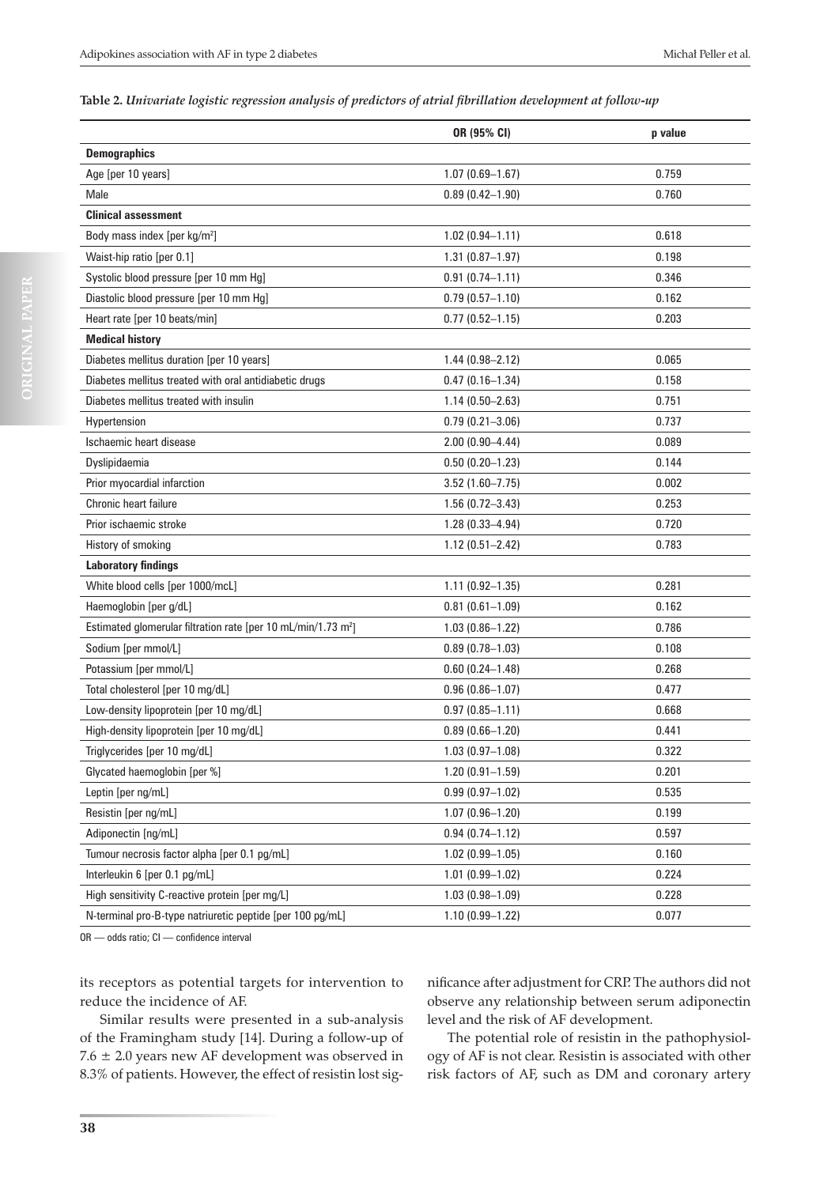**Table 2.** *Univariate logistic regression analysis of predictors of atrial fibrillation development at follow-up*

| | OR (95% CI) | p value |
|---|---|---|
| **Demographics** | | |
| Age [per 10 years] | 1.07 (0.69–1.67) | 0.759 |
| Male | 0.89 (0.42–1.90) | 0.760 |
| **Clinical assessment** | | |
| Body mass index [per kg/m$^2$] | 1.02 (0.94–1.11) | 0.618 |
| Waist-hip ratio [per 0.1] | 1.31 (0.87–1.97) | 0.198 |
| Systolic blood pressure [per 10 mm Hg] | 0.91 (0.74–1.11) | 0.346 |
| Diastolic blood pressure [per 10 mm Hg] | 0.79 (0.57–1.10) | 0.162 |
| Heart rate [per 10 beats/min] | 0.77 (0.52–1.15) | 0.203 |
| **Medical history** | | |
| Diabetes mellitus duration [per 10 years] | 1.44 (0.98–2.12) | 0.065 |
| Diabetes mellitus treated with oral antidiabetic drugs | 0.47 (0.16–1.34) | 0.158 |
| Diabetes mellitus treated with insulin | 1.14 (0.50–2.63) | 0.751 |
| Hypertension | 0.79 (0.21–3.06) | 0.737 |
| Ischaemic heart disease | 2.00 (0.90–4.44) | 0.089 |
| Dyslipidaemia | 0.50 (0.20–1.23) | 0.144 |
| Prior myocardial infarction | 3.52 (1.60–7.75) | 0.002 |
| Chronic heart failure | 1.56 (0.72–3.43) | 0.253 |
| Prior ischaemic stroke | 1.28 (0.33–4.94) | 0.720 |
| History of smoking | 1.12 (0.51–2.42) | 0.783 |
| **Laboratory findings** | | |
| White blood cells [per 1000/mcL] | 1.11 (0.92–1.35) | 0.281 |
| Haemoglobin [per g/dL] | 0.81 (0.61–1.09) | 0.162 |
| Estimated glomerular filtration rate [per 10 mL/min/1.73 m$^2$] | 1.03 (0.86–1.22) | 0.786 |
| Sodium [per mmol/L] | 0.89 (0.78–1.03) | 0.108 |
| Potassium [per mmol/L] | 0.60 (0.24–1.48) | 0.268 |
| Total cholesterol [per 10 mg/dL] | 0.96 (0.86–1.07) | 0.477 |
| Low-density lipoprotein [per 10 mg/dL] | 0.97 (0.85–1.11) | 0.668 |
| High-density lipoprotein [per 10 mg/dL] | 0.89 (0.66–1.20) | 0.441 |
| Triglycerides [per 10 mg/dL] | 1.03 (0.97–1.08) | 0.322 |
| Glycated haemoglobin [per %] | 1.20 (0.91–1.59) | 0.201 |
| Leptin [per ng/mL] | 0.99 (0.97–1.02) | 0.535 |
| Resistin [per ng/mL] | 1.07 (0.96–1.20) | 0.199 |
| Adiponectin [ng/mL] | 0.94 (0.74–1.12) | 0.597 |
| Tumour necrosis factor alpha [per 0.1 pg/mL] | 1.02 (0.99–1.05) | 0.160 |
| Interleukin 6 [per 0.1 pg/mL] | 1.01 (0.99–1.02) | 0.224 |
| High sensitivity C-reactive protein [per mg/L] | 1.03 (0.98–1.09) | 0.228 |
| N-terminal pro-B-type natriuretic peptide [per 100 pg/mL] | 1.10 (0.99–1.22) | 0.077 |

OR — odds ratio; CI — confidence interval

its receptors as potential targets for intervention to reduce the incidence of AF.

Similar results were presented in a sub-analysis of the Framingham study [14]. During a follow-up of 7.6 ± 2.0 years new AF development was observed in 8.3% of patients. However, the effect of resistin lost significance after adjustment for CRP. The authors did not observe any relationship between serum adiponectin level and the risk of AF development.

The potential role of resistin in the pathophysiology of AF is not clear. Resistin is associated with other risk factors of AF, such as DM and coronary artery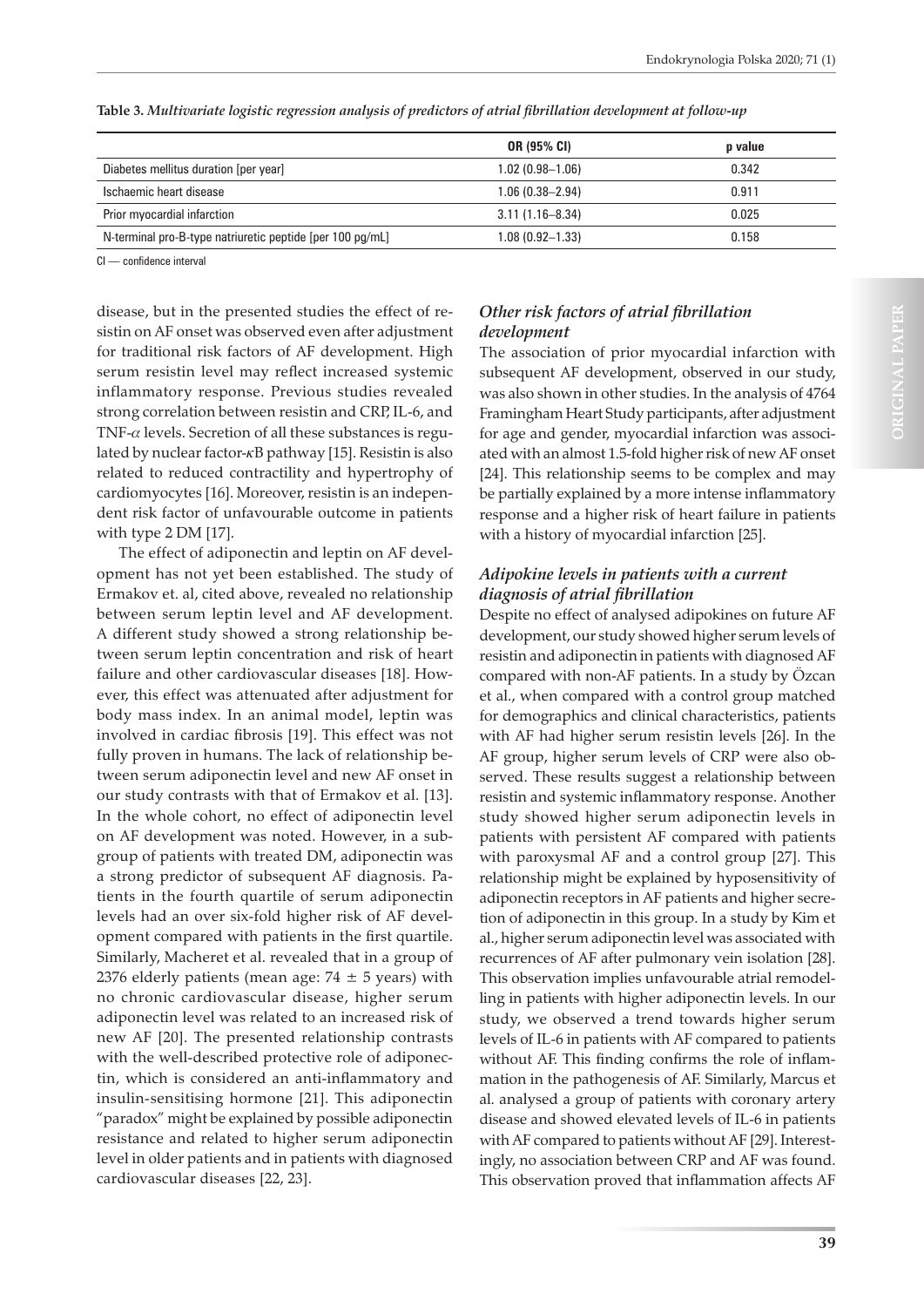**Table 3.** *Multivariate logistic regression analysis of predictors of atrial fibrillation development at follow-up*

| | OR (95% CI) | p value |
|---|---|---|
| Diabetes mellitus duration [per year] | 1.02 (0.98–1.06) | 0.342 |
| Ischaemic heart disease | 1.06 (0.38–2.94) | 0.911 |
| Prior myocardial infarction | 3.11 (1.16–8.34) | 0.025 |
| N-terminal pro-B-type natriuretic peptide [per 100 pg/mL] | 1.08 (0.92–1.33) | 0.158 |

CI — confidence interval

disease, but in the presented studies the effect of resistin on AF onset was observed even after adjustment for traditional risk factors of AF development. High serum resistin level may reflect increased systemic inflammatory response. Previous studies revealed strong correlation between resistin and CRP, IL-6, and TNF-$\alpha$ levels. Secretion of all these substances is regulated by nuclear factor-$\kappa$B pathway [15]. Resistin is also related to reduced contractility and hypertrophy of cardiomyocytes [16]. Moreover, resistin is an independent risk factor of unfavourable outcome in patients with type 2 DM [17].

The effect of adiponectin and leptin on AF development has not yet been established. The study of Ermakov et. al, cited above, revealed no relationship between serum leptin level and AF development. A different study showed a strong relationship between serum leptin concentration and risk of heart failure and other cardiovascular diseases [18]. However, this effect was attenuated after adjustment for body mass index. In an animal model, leptin was involved in cardiac fibrosis [19]. This effect was not fully proven in humans. The lack of relationship between serum adiponectin level and new AF onset in our study contrasts with that of Ermakov et al. [13]. In the whole cohort, no effect of adiponectin level on AF development was noted. However, in a subgroup of patients with treated DM, adiponectin was a strong predictor of subsequent AF diagnosis. Patients in the fourth quartile of serum adiponectin levels had an over six-fold higher risk of AF development compared with patients in the first quartile. Similarly, Macheret et al. revealed that in a group of 2376 elderly patients (mean age: $74 \pm 5$ years) with no chronic cardiovascular disease, higher serum adiponectin level was related to an increased risk of new AF [20]. The presented relationship contrasts with the well-described protective role of adiponectin, which is considered an anti-inflammatory and insulin-sensitising hormone [21]. This adiponectin "paradox" might be explained by possible adiponectin resistance and related to higher serum adiponectin level in older patients and in patients with diagnosed cardiovascular diseases [22, 23].

### *Other risk factors of atrial fibrillation development*

The association of prior myocardial infarction with subsequent AF development, observed in our study, was also shown in other studies. In the analysis of 4764 Framingham Heart Study participants, after adjustment for age and gender, myocardial infarction was associated with an almost 1.5-fold higher risk of new AF onset [24]. This relationship seems to be complex and may be partially explained by a more intense inflammatory response and a higher risk of heart failure in patients with a history of myocardial infarction [25].

### *Adipokine levels in patients with a current diagnosis of atrial fibrillation*

Despite no effect of analysed adipokines on future AF development, our study showed higher serum levels of resistin and adiponectin in patients with diagnosed AF compared with non-AF patients. In a study by Özcan et al., when compared with a control group matched for demographics and clinical characteristics, patients with AF had higher serum resistin levels [26]. In the AF group, higher serum levels of CRP were also observed. These results suggest a relationship between resistin and systemic inflammatory response. Another study showed higher serum adiponectin levels in patients with persistent AF compared with patients with paroxysmal AF and a control group [27]. This relationship might be explained by hyposensitivity of adiponectin receptors in AF patients and higher secretion of adiponectin in this group. In a study by Kim et al., higher serum adiponectin level was associated with recurrences of AF after pulmonary vein isolation [28]. This observation implies unfavourable atrial remodelling in patients with higher adiponectin levels. In our study, we observed a trend towards higher serum levels of IL-6 in patients with AF compared to patients without AF. This finding confirms the role of inflammation in the pathogenesis of AF. Similarly, Marcus et al. analysed a group of patients with coronary artery disease and showed elevated levels of IL-6 in patients with AF compared to patients without AF [29]. Interestingly, no association between CRP and AF was found. This observation proved that inflammation affects AF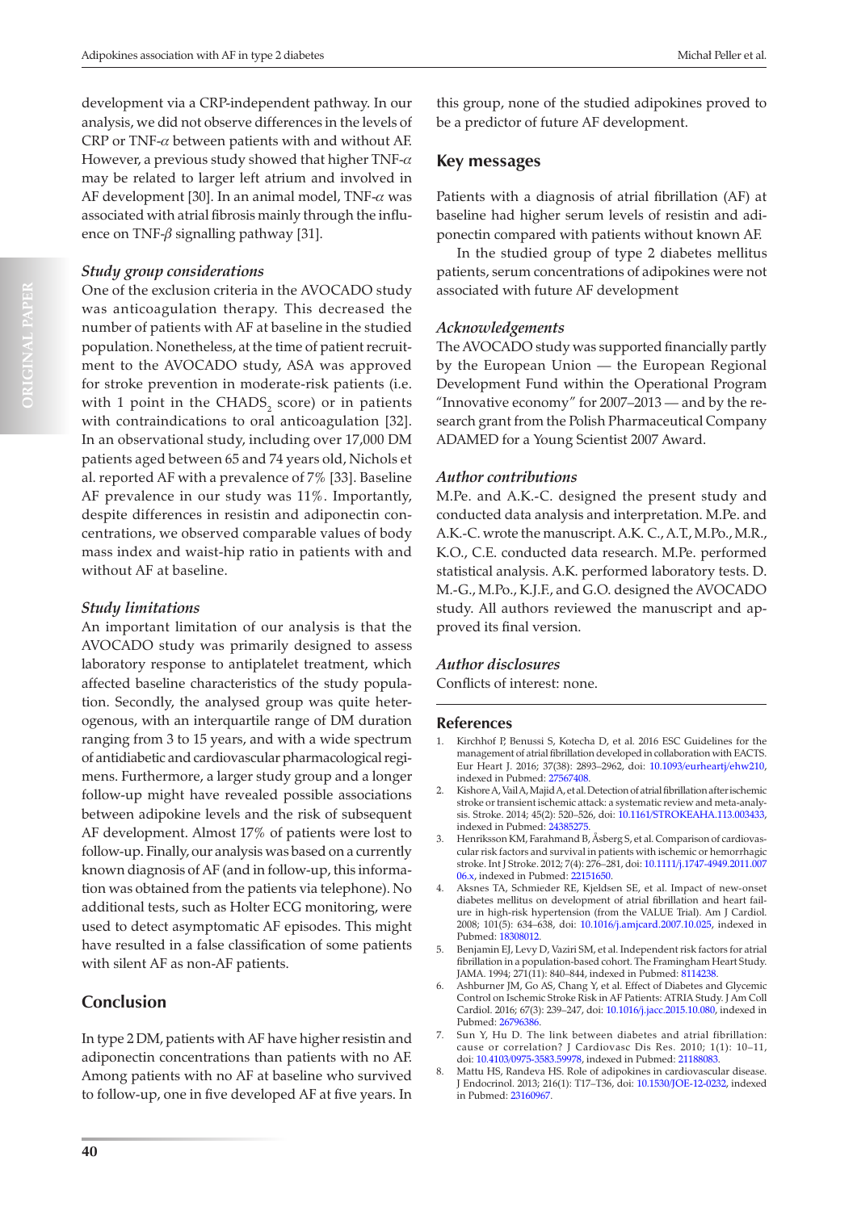development via a CRP-independent pathway. In our analysis, we did not observe differences in the levels of CRP or TNF-$\alpha$ between patients with and without AF. However, a previous study showed that higher TNF-$\alpha$ may be related to larger left atrium and involved in AF development [30]. In an animal model, TNF-$\alpha$ was associated with atrial fibrosis mainly through the influence on TNF-$\beta$ signalling pathway [31].

### *Study group considerations*

One of the exclusion criteria in the AVOCADO study was anticoagulation therapy. This decreased the number of patients with AF at baseline in the studied population. Nonetheless, at the time of patient recruitment to the AVOCADO study, ASA was approved for stroke prevention in moderate-risk patients (i.e. with 1 point in the $CHADS_2$ score) or in patients with contraindications to oral anticoagulation [32]. In an observational study, including over 17,000 DM patients aged between 65 and 74 years old, Nichols et al. reported AF with a prevalence of 7% [33]. Baseline AF prevalence in our study was 11%. Importantly, despite differences in resistin and adiponectin concentrations, we observed comparable values of body mass index and waist-hip ratio in patients with and without AF at baseline.

### *Study limitations*

An important limitation of our analysis is that the AVOCADO study was primarily designed to assess laboratory response to antiplatelet treatment, which affected baseline characteristics of the study population. Secondly, the analysed group was quite heterogeneous, with an interquartile range of DM duration ranging from 3 to 15 years, and with a wide spectrum of antidiabetic and cardiovascular pharmacological regimens. Furthermore, a larger study group and a longer follow-up might have revealed possible associations between adipokine levels and the risk of subsequent AF development. Almost 17% of patients were lost to follow-up. Finally, our analysis was based on a currently known diagnosis of AF (and in follow-up, this information was obtained from the patients via telephone). No additional tests, such as Holter ECG monitoring, were used to detect asymptomatic AF episodes. This might have resulted in a false classification of some patients with silent AF as non-AF patients.

## Conclusion

In type 2 DM, patients with AF have higher resistin and adiponectin concentrations than patients with no AF. Among patients with no AF at baseline who survived to follow-up, one in five developed AF at five years. In this group, none of the studied adipokines proved to be a predictor of future AF development.

## Key messages

Patients with a diagnosis of atrial fibrillation (AF) at baseline had higher serum levels of resistin and adiponectin compared with patients without known AF.

In the studied group of type 2 diabetes mellitus patients, serum concentrations of adipokines were not associated with future AF development

### *Acknowledgements*

The AVOCADO study was supported financially partly by the European Union — the European Regional Development Fund within the Operational Program "Innovative economy" for 2007–2013 — and by the research grant from the Polish Pharmaceutical Company ADAMED for a Young Scientist 2007 Award.

### *Author contributions*

M.Pe. and A.K.-C. designed the present study and conducted data analysis and interpretation. M.Pe. and A.K.-C. wrote the manuscript. A.K. C., A.T., M.Po., M.R., K.O., C.E. conducted data research. M.Pe. performed statistical analysis. A.K. performed laboratory tests. D. M.-G., M.Po., K.J.F., and G.O. designed the AVOCADO study. All authors reviewed the manuscript and approved its final version.

### *Author disclosures*

Conflicts of interest: none.

## References

1. Kirchhof P, Benussi S, Kotecha D, et al. 2016 ESC Guidelines for the management of atrial fibrillation developed in collaboration with EACTS. Eur Heart J. 2016; 37(38): 2893–2962, doi: 10.1093/eurheartj/ehw210, indexed in Pubmed: 27567408.
2. Kishore A, Vail A, Majid A, et al. Detection of atrial fibrillation after ischemic stroke or transient ischemic attack: a systematic review and meta-analysis. Stroke. 2014; 45(2): 520–526, doi: 10.1161/STROKEAHA.113.003433, indexed in Pubmed: 24385275.
3. Henriksson KM, Farahmand B, Åsberg S, et al. Comparison of cardiovascular risk factors and survival in patients with ischemic or hemorrhagic stroke. Int J Stroke. 2012; 7(4): 276–281, doi: 10.1111/j.1747-4949.2011.00706.x, indexed in Pubmed: 22151650.
4. Aksnes TA, Schmieder RE, Kjeldsen SE, et al. Impact of new-onset diabetes mellitus on development of atrial fibrillation and heart failure in high-risk hypertension (from the VALUE Trial). Am J Cardiol. 2008; 101(5): 634–638, doi: 10.1016/j.amjcard.2007.10.025, indexed in Pubmed: 18308012.
5. Benjamin EJ, Levy D, Vaziri SM, et al. Independent risk factors for atrial fibrillation in a population-based cohort. The Framingham Heart Study. JAMA. 1994; 271(11): 840–844, indexed in Pubmed: 8114238.
6. Ashburner JM, Go AS, Chang Y, et al. Effect of Diabetes and Glycemic Control on Ischemic Stroke Risk in AF Patients: ATRIA Study. J Am Coll Cardiol. 2016; 67(3): 239–247, doi: 10.1016/j.jacc.2015.10.080, indexed in Pubmed: 26796386.
7. Sun Y, Hu D. The link between diabetes and atrial fibrillation: cause or correlation? J Cardiovasc Dis Res. 2010; 1(1): 10–11, doi: 10.4103/0975-3583.59978, indexed in Pubmed: 21188083.
8. Mattu HS, Randeva HS. Role of adipokines in cardiovascular disease. J Endocrinol. 2013; 216(1): T17–T36, doi: 10.1530/JOE-12-0232, indexed in Pubmed: 23160967.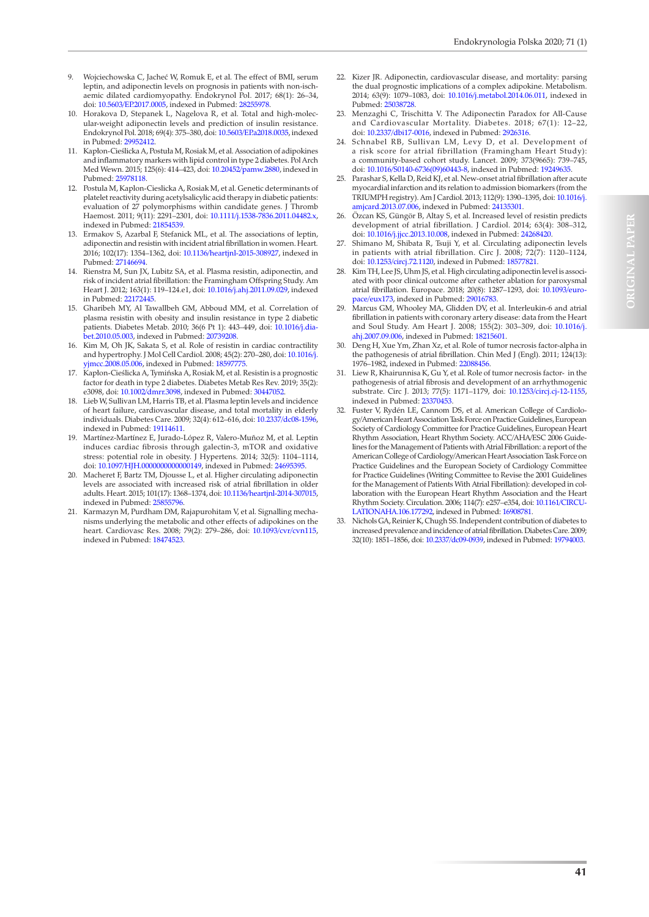9. Wojciechowska C, Jacheć W, Romuk E, et al. The effect of BMI, serum leptin, and adiponectin levels on prognosis in patients with non-ischaemic dilated cardiomyopathy. Endokrynol Pol. 2017; 68(1): 26–34, doi: 10.5603/EP.2017.0005, indexed in Pubmed: 28255978.
10. Horakova D, Stepanek L, Nagelova R, et al. Total and high-molecular-weight adiponectin levels and prediction of insulin resistance. Endokrynol Pol. 2018; 69(4): 375–380, doi: 10.5603/EP.a2018.0035, indexed in Pubmed: 29952412.
11. Kapłon-Cieślicka A, Postuła M, Rosiak M, et al. Association of adipokines and inflammatory markers with lipid control in type 2 diabetes. Pol Arch Med Wewn. 2015; 125(6): 414–423, doi: 10.20452/pamw.2880, indexed in Pubmed: 25978118.
12. Postula M, Kaplon-Cieslicka A, Rosiak M, et al. Genetic determinants of platelet reactivity during acetylsalicylic acid therapy in diabetic patients: evaluation of 27 polymorphisms within candidate genes. J Thromb Haemost. 2011; 9(11): 2291–2301, doi: 10.1111/j.1538-7836.2011.04482.x, indexed in Pubmed: 21854539.
13. Ermakov S, Azarbal F, Stefanick ML, et al. The associations of leptin, adiponectin and resistin with incident atrial fibrillation in women. Heart. 2016; 102(17): 1354–1362, doi: 10.1136/heartjnl-2015-308927, indexed in Pubmed: 27146694.
14. Rienstra M, Sun JX, Lubitz SA, et al. Plasma resistin, adiponectin, and risk of incident atrial fibrillation: the Framingham Offspring Study. Am Heart J. 2012; 163(1): 119–124.e1, doi: 10.1016/j.ahj.2011.09.029, indexed in Pubmed: 22172445.
15. Gharibeh MY, Al Tawallbeh GM, Abboud MM, et al. Correlation of plasma resistin with obesity and insulin resistance in type 2 diabetic patients. Diabetes Metab. 2010; 36(6 Pt 1): 443–449, doi: 10.1016/j.diabet.2010.05.003, indexed in Pubmed: 20739208.
16. Kim M, Oh JK, Sakata S, et al. Role of resistin in cardiac contractility and hypertrophy. J Mol Cell Cardiol. 2008; 45(2): 270–280, doi: 10.1016/j.yjmcc.2008.05.006, indexed in Pubmed: 18597775.
17. Kapłon-Cieślicka A, Tymińska A, Rosiak M, et al. Resistin is a prognostic factor for death in type 2 diabetes. Diabetes Metab Res Rev. 2019; 35(2): e3098, doi: 10.1002/dmrr.3098, indexed in Pubmed: 30447052.
18. Lieb W, Sullivan LM, Harris TB, et al. Plasma leptin levels and incidence of heart failure, cardiovascular disease, and total mortality in elderly individuals. Diabetes Care. 2009; 32(4): 612–616, doi: 10.2337/dc08-1596, indexed in Pubmed: 19114611.
19. Martínez-Martínez E, Jurado-López R, Valero-Muñoz M, et al. Leptin induces cardiac fibrosis through galectin-3, mTOR and oxidative stress: potential role in obesity. J Hypertens. 2014; 32(5): 1104–1114, doi: 10.1097/HJH.0000000000000149, indexed in Pubmed: 24695395.
20. Macheret F, Bartz TM, Djousse L, et al. Higher circulating adiponectin levels are associated with increased risk of atrial fibrillation in older adults. Heart. 2015; 101(17): 1368–1374, doi: 10.1136/heartjnl-2014-307015, indexed in Pubmed: 25855796.
21. Karmazyn M, Purdham DM, Rajapurohitam V, et al. Signalling mechanisms underlying the metabolic and other effects of adipokines on the heart. Cardiovasc Res. 2008; 79(2): 279–286, doi: 10.1093/cvr/cvn115, indexed in Pubmed: 18474523.
22. Kizer JR. Adiponectin, cardiovascular disease, and mortality: parsing the dual prognostic implications of a complex adipokine. Metabolism. 2014; 63(9): 1079–1083, doi: 10.1016/j.metabol.2014.06.011, indexed in Pubmed: 25038728.
23. Menzaghi C, Trischitta V. The Adiponectin Paradox for All-Cause and Cardiovascular Mortality. Diabetes. 2018; 67(1): 12–22, doi: 10.2337/dbi17-0016, indexed in Pubmed: 2926316.
24. Schnabel RB, Sullivan LM, Levy D, et al. Development of a risk score for atrial fibrillation (Framingham Heart Study): a community-based cohort study. Lancet. 2009; 373(9665): 739–745, doi: 10.1016/S0140-6736(09)60443-8, indexed in Pubmed: 19249635.
25. Parashar S, Kella D, Reid KJ, et al. New-onset atrial fibrillation after acute myocardial infarction and its relation to admission biomarkers (from the TRIUMPH registry). Am J Cardiol. 2013; 112(9): 1390–1395, doi: 10.1016/j.amjcard.2013.07.006, indexed in Pubmed: 24135301.
26. Özcan KS, Güngör B, Altay S, et al. Increased level of resistin predicts development of atrial fibrillation. J Cardiol. 2014; 63(4): 308–312, doi: 10.1016/j.jjcc.2013.10.008, indexed in Pubmed: 24268420.
27. Shimano M, Shibata R, Tsuji Y, et al. Circulating adiponectin levels in patients with atrial fibrillation. Circ J. 2008; 72(7): 1120–1124, doi: 10.1253/circj.72.1120, indexed in Pubmed: 18577821.
28. Kim TH, Lee JS, Uhm JS, et al. High circulating adiponectin level is associated with poor clinical outcome after catheter ablation for paroxysmal atrial fibrillation. Europace. 2018; 20(8): 1287–1293, doi: 10.1093/europace/eux173, indexed in Pubmed: 29016783.
29. Marcus GM, Whooley MA, Glidden DV, et al. Interleukin-6 and atrial fibrillation in patients with coronary artery disease: data from the Heart and Soul Study. Am Heart J. 2008; 155(2): 303–309, doi: 10.1016/j.ahj.2007.09.006, indexed in Pubmed: 18215601.
30. Deng H, Xue Ym, Zhan Xz, et al. Role of tumor necrosis factor-alpha in the pathogenesis of atrial fibrillation. Chin Med J (Engl). 2011; 124(13): 1976–1982, indexed in Pubmed: 22088456.
31. Liew R, Khairunnisa K, Gu Y, et al. Role of tumor necrosis factor- in the pathogenesis of atrial fibrosis and development of an arrhythmogenic substrate. Circ J. 2013; 77(5): 1171–1179, doi: 10.1253/circj.cj-12-1155, indexed in Pubmed: 23370453.
32. Fuster V, Rydén LE, Cannom DS, et al. American College of Cardiology/American Heart Association Task Force on Practice Guidelines, European Society of Cardiology Committee for Practice Guidelines, European Heart Rhythm Association, Heart Rhythm Society. ACC/AHA/ESC 2006 Guidelines for the Management of Patients with Atrial Fibrillation: a report of the American College of Cardiology/American Heart Association Task Force on Practice Guidelines and the European Society of Cardiology Committee for Practice Guidelines (Writing Committee to Revise the 2001 Guidelines for the Management of Patients With Atrial Fibrillation): developed in collaboration with the European Heart Rhythm Association and the Heart Rhythm Society. Circulation. 2006; 114(7): e257–e354, doi: 10.1161/CIRCULATIONAHA.106.177292, indexed in Pubmed: 16908781.
33. Nichols GA, Reinier K, Chugh SS. Independent contribution of diabetes to increased prevalence and incidence of atrial fibrillation. Diabetes Care. 2009; 32(10): 1851–1856, doi: 10.2337/dc09-0939, indexed in Pubmed: 19794003.